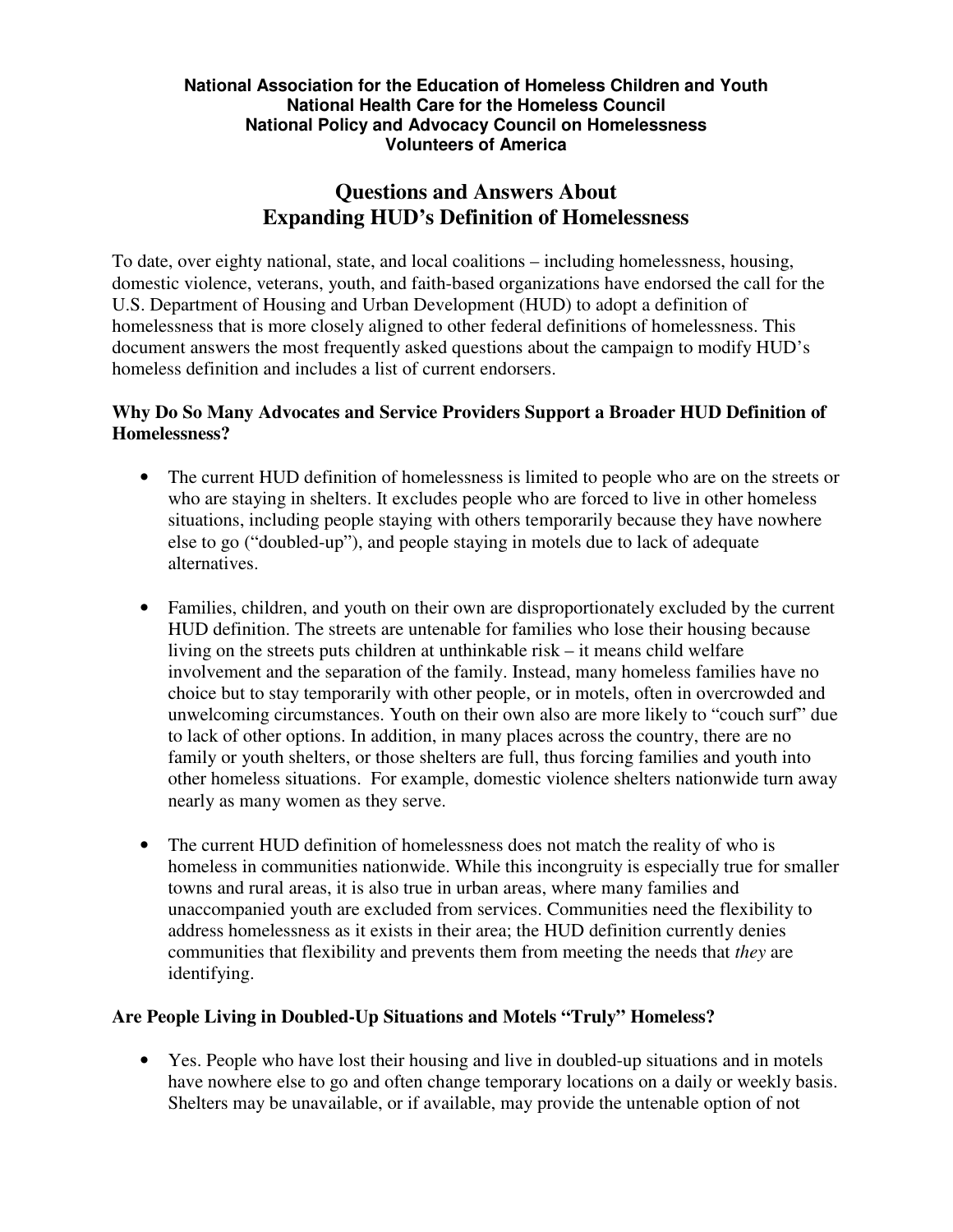**National Association for the Education of Homeless Children and Youth**
**National Health Care for the Homeless Council**
**National Policy and Advocacy Council on Homelessness**
**Volunteers of America**

# Questions and Answers About Expanding HUD's Definition of Homelessness

To date, over eighty national, state, and local coalitions – including homelessness, housing, domestic violence, veterans, youth, and faith-based organizations have endorsed the call for the U.S. Department of Housing and Urban Development (HUD) to adopt a definition of homelessness that is more closely aligned to other federal definitions of homelessness. This document answers the most frequently asked questions about the campaign to modify HUD's homeless definition and includes a list of current endorsers.

### Why Do So Many Advocates and Service Providers Support a Broader HUD Definition of Homelessness?

- The current HUD definition of homelessness is limited to people who are on the streets or who are staying in shelters. It excludes people who are forced to live in other homeless situations, including people staying with others temporarily because they have nowhere else to go ("doubled-up"), and people staying in motels due to lack of adequate alternatives.

- Families, children, and youth on their own are disproportionately excluded by the current HUD definition. The streets are untenable for families who lose their housing because living on the streets puts children at unthinkable risk – it means child welfare involvement and the separation of the family. Instead, many homeless families have no choice but to stay temporarily with other people, or in motels, often in overcrowded and unwelcoming circumstances. Youth on their own also are more likely to "couch surf" due to lack of other options. In addition, in many places across the country, there are no family or youth shelters, or those shelters are full, thus forcing families and youth into other homeless situations. For example, domestic violence shelters nationwide turn away nearly as many women as they serve.

- The current HUD definition of homelessness does not match the reality of who is homeless in communities nationwide. While this incongruity is especially true for smaller towns and rural areas, it is also true in urban areas, where many families and unaccompanied youth are excluded from services. Communities need the flexibility to address homelessness as it exists in their area; the HUD definition currently denies communities that flexibility and prevents them from meeting the needs that *they* are identifying.

### Are People Living in Doubled-Up Situations and Motels "Truly" Homeless?

- Yes. People who have lost their housing and live in doubled-up situations and in motels have nowhere else to go and often change temporary locations on a daily or weekly basis. Shelters may be unavailable, or if available, may provide the untenable option of not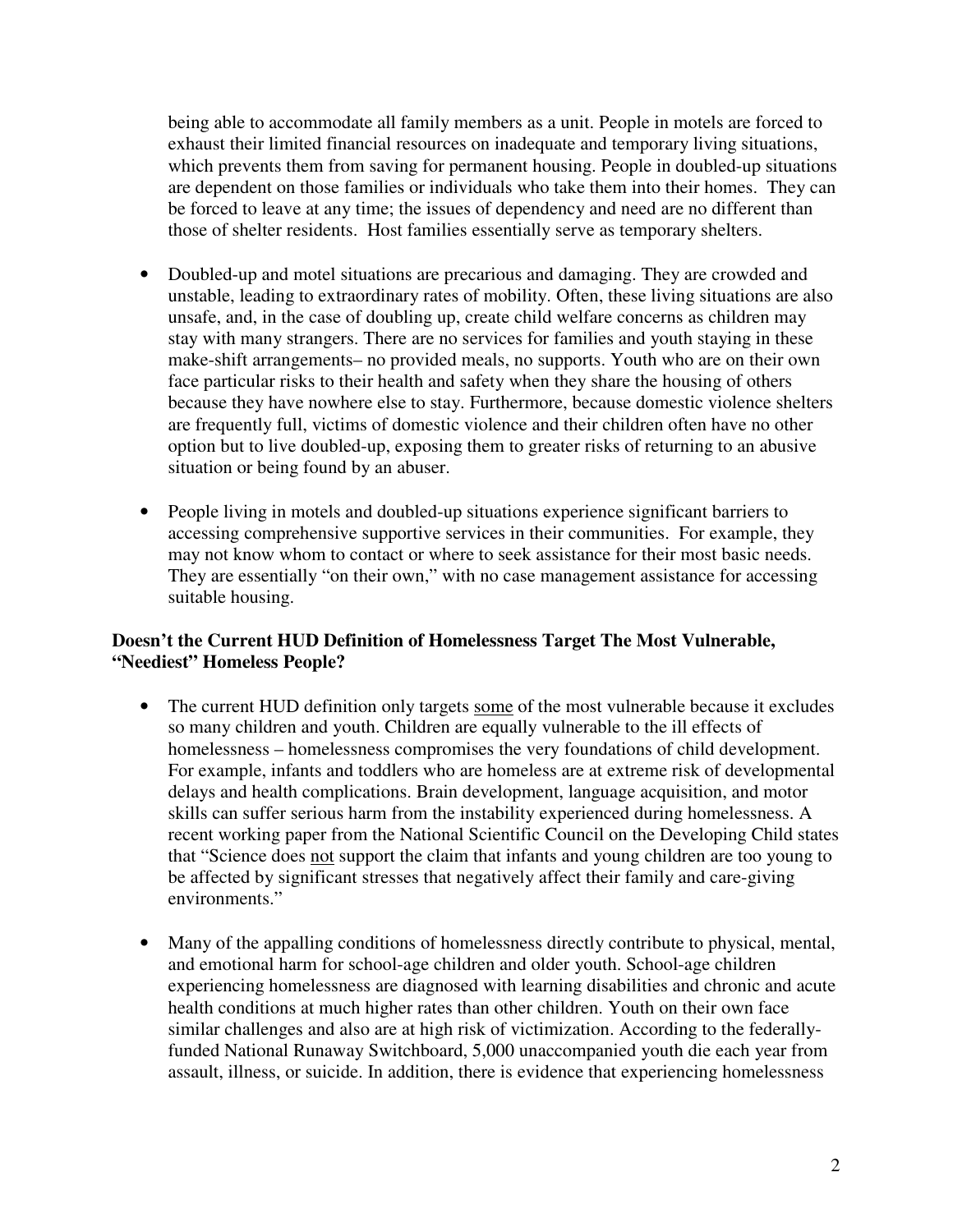being able to accommodate all family members as a unit. People in motels are forced to exhaust their limited financial resources on inadequate and temporary living situations, which prevents them from saving for permanent housing. People in doubled-up situations are dependent on those families or individuals who take them into their homes. They can be forced to leave at any time; the issues of dependency and need are no different than those of shelter residents. Host families essentially serve as temporary shelters.

- Doubled-up and motel situations are precarious and damaging. They are crowded and unstable, leading to extraordinary rates of mobility. Often, these living situations are also unsafe, and, in the case of doubling up, create child welfare concerns as children may stay with many strangers. There are no services for families and youth staying in these make-shift arrangements– no provided meals, no supports. Youth who are on their own face particular risks to their health and safety when they share the housing of others because they have nowhere else to stay. Furthermore, because domestic violence shelters are frequently full, victims of domestic violence and their children often have no other option but to live doubled-up, exposing them to greater risks of returning to an abusive situation or being found by an abuser.

- People living in motels and doubled-up situations experience significant barriers to accessing comprehensive supportive services in their communities. For example, they may not know whom to contact or where to seek assistance for their most basic needs. They are essentially "on their own," with no case management assistance for accessing suitable housing.

**Doesn't the Current HUD Definition of Homelessness Target The Most Vulnerable, "Neediest" Homeless People?**

- The current HUD definition only targets <u>some</u> of the most vulnerable because it excludes so many children and youth. Children are equally vulnerable to the ill effects of homelessness – homelessness compromises the very foundations of child development. For example, infants and toddlers who are homeless are at extreme risk of developmental delays and health complications. Brain development, language acquisition, and motor skills can suffer serious harm from the instability experienced during homelessness. A recent working paper from the National Scientific Council on the Developing Child states that "Science does <u>not</u> support the claim that infants and young children are too young to be affected by significant stresses that negatively affect their family and care-giving environments."

- Many of the appalling conditions of homelessness directly contribute to physical, mental, and emotional harm for school-age children and older youth. School-age children experiencing homelessness are diagnosed with learning disabilities and chronic and acute health conditions at much higher rates than other children. Youth on their own face similar challenges and also are at high risk of victimization. According to the federally-funded National Runaway Switchboard, 5,000 unaccompanied youth die each year from assault, illness, or suicide. In addition, there is evidence that experiencing homelessness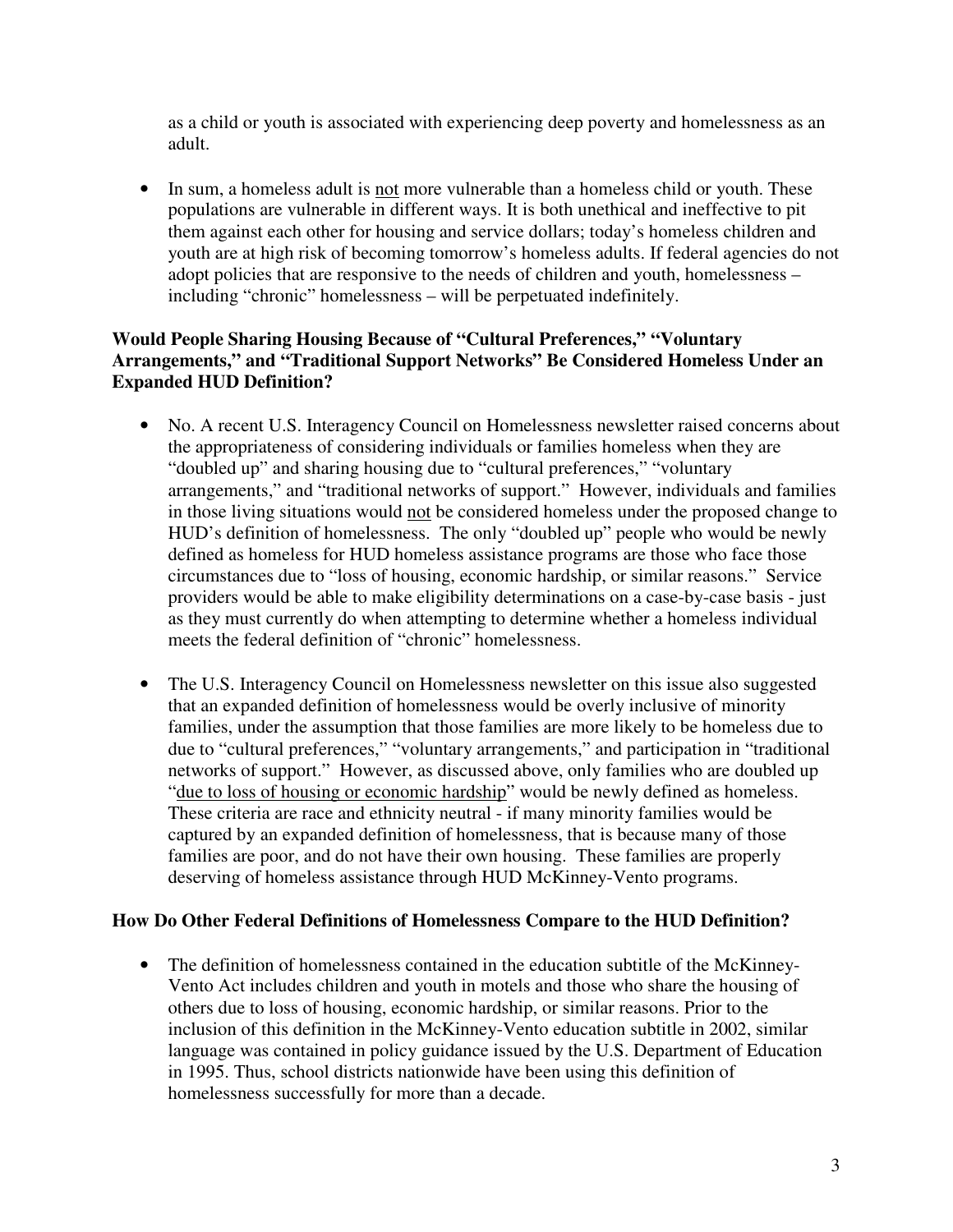as a child or youth is associated with experiencing deep poverty and homelessness as an adult.

- In sum, a homeless adult is <u>not</u> more vulnerable than a homeless child or youth. These populations are vulnerable in different ways. It is both unethical and ineffective to pit them against each other for housing and service dollars; today's homeless children and youth are at high risk of becoming tomorrow's homeless adults. If federal agencies do not adopt policies that are responsive to the needs of children and youth, homelessness – including "chronic" homelessness – will be perpetuated indefinitely.

**Would People Sharing Housing Because of "Cultural Preferences," "Voluntary Arrangements," and "Traditional Support Networks" Be Considered Homeless Under an Expanded HUD Definition?**

- No. A recent U.S. Interagency Council on Homelessness newsletter raised concerns about the appropriateness of considering individuals or families homeless when they are "doubled up" and sharing housing due to "cultural preferences," "voluntary arrangements," and "traditional networks of support." However, individuals and families in those living situations would <u>not</u> be considered homeless under the proposed change to HUD's definition of homelessness. The only "doubled up" people who would be newly defined as homeless for HUD homeless assistance programs are those who face those circumstances due to "loss of housing, economic hardship, or similar reasons." Service providers would be able to make eligibility determinations on a case-by-case basis - just as they must currently do when attempting to determine whether a homeless individual meets the federal definition of "chronic" homelessness.

- The U.S. Interagency Council on Homelessness newsletter on this issue also suggested that an expanded definition of homelessness would be overly inclusive of minority families, under the assumption that those families are more likely to be homeless due to due to "cultural preferences," "voluntary arrangements," and participation in "traditional networks of support." However, as discussed above, only families who are doubled up "<u>due to loss of housing or economic hardship</u>" would be newly defined as homeless. These criteria are race and ethnicity neutral - if many minority families would be captured by an expanded definition of homelessness, that is because many of those families are poor, and do not have their own housing. These families are properly deserving of homeless assistance through HUD McKinney-Vento programs.

**How Do Other Federal Definitions of Homelessness Compare to the HUD Definition?**

- The definition of homelessness contained in the education subtitle of the McKinney-Vento Act includes children and youth in motels and those who share the housing of others due to loss of housing, economic hardship, or similar reasons. Prior to the inclusion of this definition in the McKinney-Vento education subtitle in 2002, similar language was contained in policy guidance issued by the U.S. Department of Education in 1995. Thus, school districts nationwide have been using this definition of homelessness successfully for more than a decade.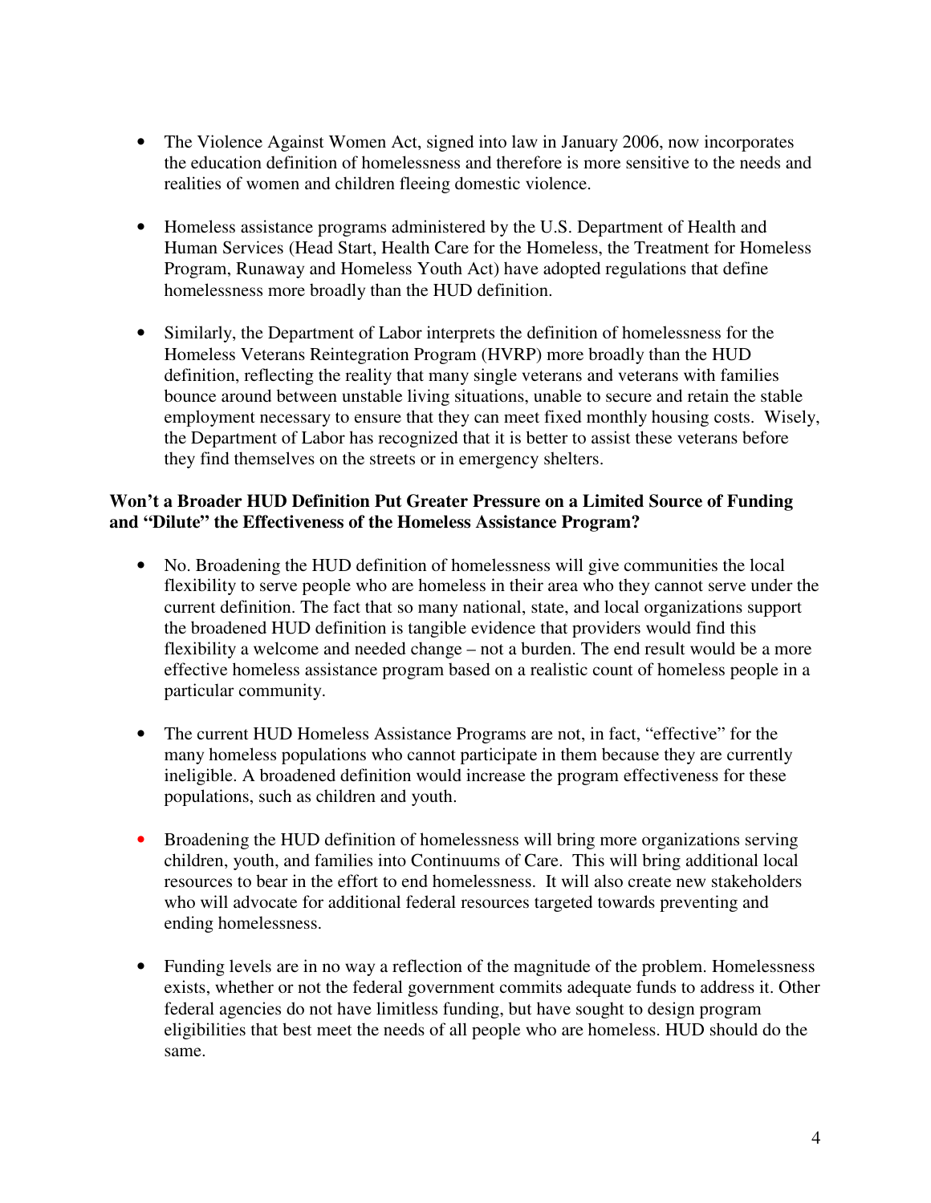- The Violence Against Women Act, signed into law in January 2006, now incorporates the education definition of homelessness and therefore is more sensitive to the needs and realities of women and children fleeing domestic violence.

- Homeless assistance programs administered by the U.S. Department of Health and Human Services (Head Start, Health Care for the Homeless, the Treatment for Homeless Program, Runaway and Homeless Youth Act) have adopted regulations that define homelessness more broadly than the HUD definition.

- Similarly, the Department of Labor interprets the definition of homelessness for the Homeless Veterans Reintegration Program (HVRP) more broadly than the HUD definition, reflecting the reality that many single veterans and veterans with families bounce around between unstable living situations, unable to secure and retain the stable employment necessary to ensure that they can meet fixed monthly housing costs. Wisely, the Department of Labor has recognized that it is better to assist these veterans before they find themselves on the streets or in emergency shelters.

**Won't a Broader HUD Definition Put Greater Pressure on a Limited Source of Funding and "Dilute" the Effectiveness of the Homeless Assistance Program?**

- No. Broadening the HUD definition of homelessness will give communities the local flexibility to serve people who are homeless in their area who they cannot serve under the current definition. The fact that so many national, state, and local organizations support the broadened HUD definition is tangible evidence that providers would find this flexibility a welcome and needed change – not a burden. The end result would be a more effective homeless assistance program based on a realistic count of homeless people in a particular community.

- The current HUD Homeless Assistance Programs are not, in fact, "effective" for the many homeless populations who cannot participate in them because they are currently ineligible. A broadened definition would increase the program effectiveness for these populations, such as children and youth.

- Broadening the HUD definition of homelessness will bring more organizations serving children, youth, and families into Continuums of Care. This will bring additional local resources to bear in the effort to end homelessness. It will also create new stakeholders who will advocate for additional federal resources targeted towards preventing and ending homelessness.

- Funding levels are in no way a reflection of the magnitude of the problem. Homelessness exists, whether or not the federal government commits adequate funds to address it. Other federal agencies do not have limitless funding, but have sought to design program eligibilities that best meet the needs of all people who are homeless. HUD should do the same.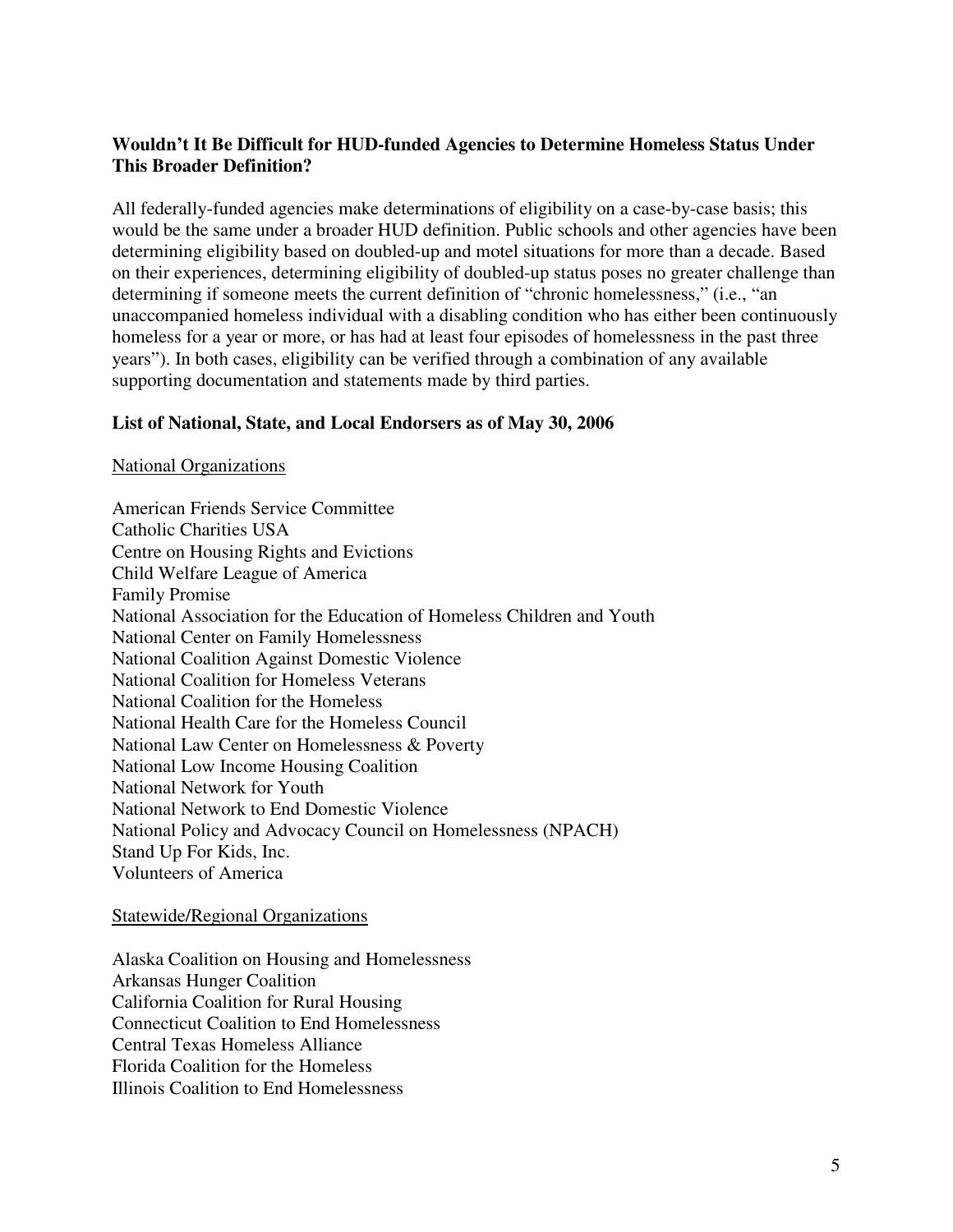**Wouldn't It Be Difficult for HUD-funded Agencies to Determine Homeless Status Under This Broader Definition?**

All federally-funded agencies make determinations of eligibility on a case-by-case basis; this would be the same under a broader HUD definition. Public schools and other agencies have been determining eligibility based on doubled-up and motel situations for more than a decade. Based on their experiences, determining eligibility of doubled-up status poses no greater challenge than determining if someone meets the current definition of "chronic homelessness," (i.e., "an unaccompanied homeless individual with a disabling condition who has either been continuously homeless for a year or more, or has had at least four episodes of homelessness in the past three years"). In both cases, eligibility can be verified through a combination of any available supporting documentation and statements made by third parties.

**List of National, State, and Local Endorsers as of May 30, 2006**

<u>National Organizations</u>

American Friends Service Committee
Catholic Charities USA
Centre on Housing Rights and Evictions
Child Welfare League of America
Family Promise
National Association for the Education of Homeless Children and Youth
National Center on Family Homelessness
National Coalition Against Domestic Violence
National Coalition for Homeless Veterans
National Coalition for the Homeless
National Health Care for the Homeless Council
National Law Center on Homelessness & Poverty
National Low Income Housing Coalition
National Network for Youth
National Network to End Domestic Violence
National Policy and Advocacy Council on Homelessness (NPACH)
Stand Up For Kids, Inc.
Volunteers of America

<u>Statewide/Regional Organizations</u>

Alaska Coalition on Housing and Homelessness
Arkansas Hunger Coalition
California Coalition for Rural Housing
Connecticut Coalition to End Homelessness
Central Texas Homeless Alliance
Florida Coalition for the Homeless
Illinois Coalition to End Homelessness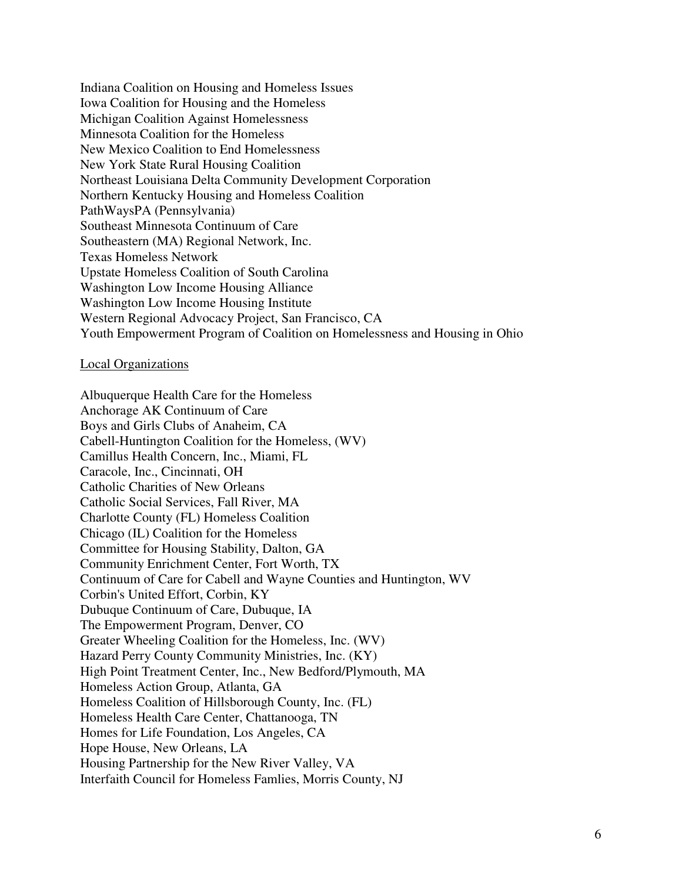Indiana Coalition on Housing and Homeless Issues
Iowa Coalition for Housing and the Homeless
Michigan Coalition Against Homelessness
Minnesota Coalition for the Homeless
New Mexico Coalition to End Homelessness
New York State Rural Housing Coalition
Northeast Louisiana Delta Community Development Corporation
Northern Kentucky Housing and Homeless Coalition
PathWaysPA (Pennsylvania)
Southeast Minnesota Continuum of Care
Southeastern (MA) Regional Network, Inc.
Texas Homeless Network
Upstate Homeless Coalition of South Carolina
Washington Low Income Housing Alliance
Washington Low Income Housing Institute
Western Regional Advocacy Project, San Francisco, CA
Youth Empowerment Program of Coalition on Homelessness and Housing in Ohio

<u>Local Organizations</u>

Albuquerque Health Care for the Homeless
Anchorage AK Continuum of Care
Boys and Girls Clubs of Anaheim, CA
Cabell-Huntington Coalition for the Homeless, (WV)
Camillus Health Concern, Inc., Miami, FL
Caracole, Inc., Cincinnati, OH
Catholic Charities of New Orleans
Catholic Social Services, Fall River, MA
Charlotte County (FL) Homeless Coalition
Chicago (IL) Coalition for the Homeless
Committee for Housing Stability, Dalton, GA
Community Enrichment Center, Fort Worth, TX
Continuum of Care for Cabell and Wayne Counties and Huntington, WV
Corbin's United Effort, Corbin, KY
Dubuque Continuum of Care, Dubuque, IA
The Empowerment Program, Denver, CO
Greater Wheeling Coalition for the Homeless, Inc. (WV)
Hazard Perry County Community Ministries, Inc. (KY)
High Point Treatment Center, Inc., New Bedford/Plymouth, MA
Homeless Action Group, Atlanta, GA
Homeless Coalition of Hillsborough County, Inc. (FL)
Homeless Health Care Center, Chattanooga, TN
Homes for Life Foundation, Los Angeles, CA
Hope House, New Orleans, LA
Housing Partnership for the New River Valley, VA
Interfaith Council for Homeless Famlies, Morris County, NJ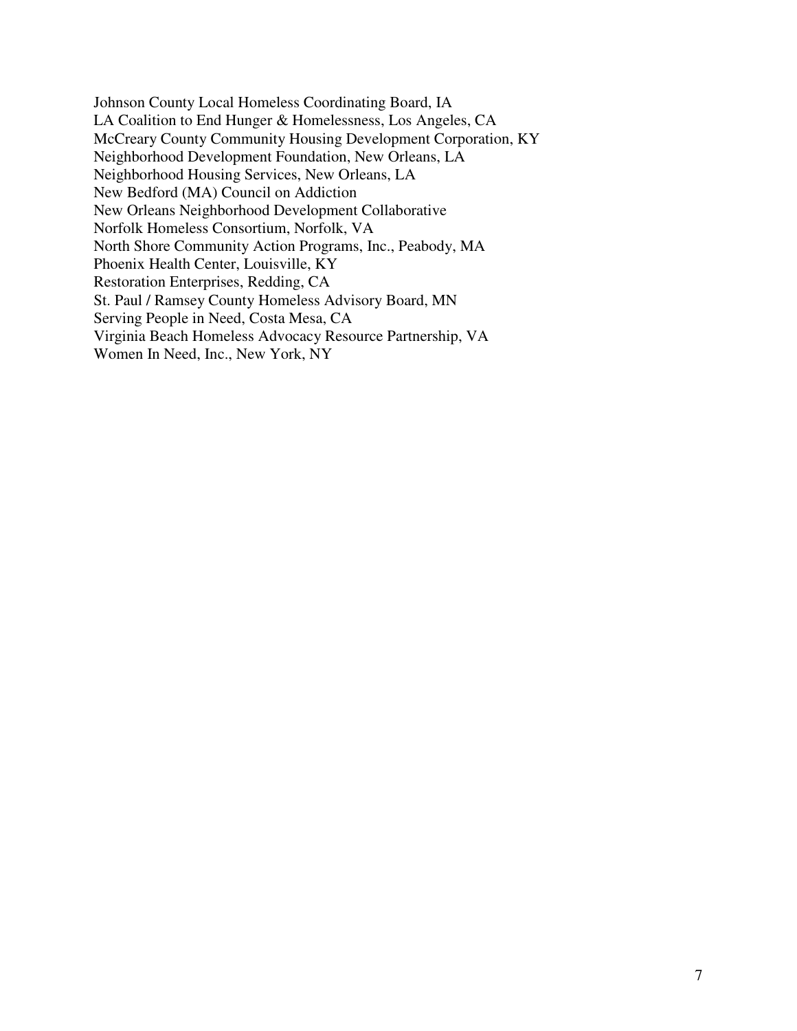Johnson County Local Homeless Coordinating Board, IA
LA Coalition to End Hunger & Homelessness, Los Angeles, CA
McCreary County Community Housing Development Corporation, KY
Neighborhood Development Foundation, New Orleans, LA
Neighborhood Housing Services, New Orleans, LA
New Bedford (MA) Council on Addiction
New Orleans Neighborhood Development Collaborative
Norfolk Homeless Consortium, Norfolk, VA
North Shore Community Action Programs, Inc., Peabody, MA
Phoenix Health Center, Louisville, KY
Restoration Enterprises, Redding, CA
St. Paul / Ramsey County Homeless Advisory Board, MN
Serving People in Need, Costa Mesa, CA
Virginia Beach Homeless Advocacy Resource Partnership, VA
Women In Need, Inc., New York, NY